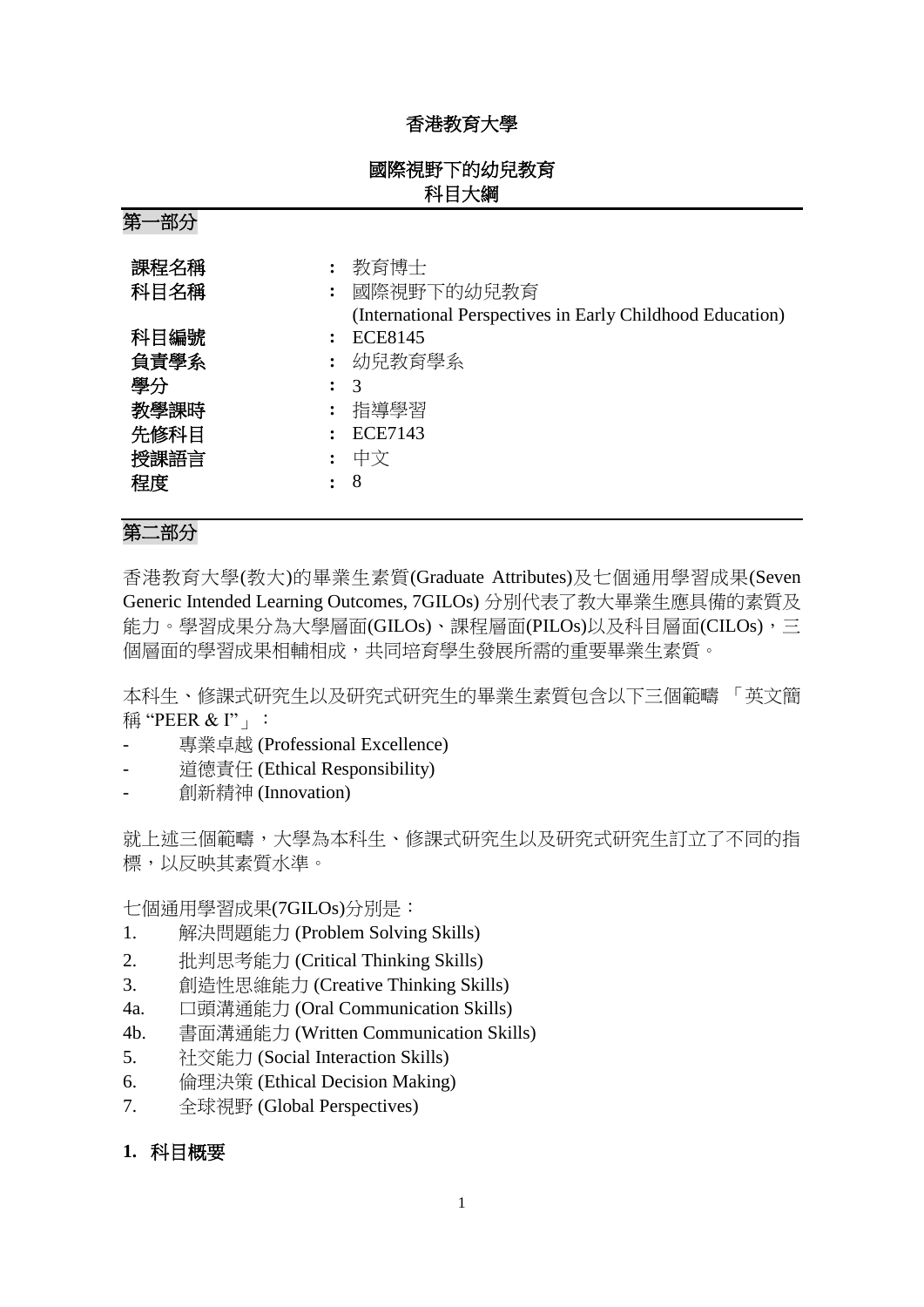# 香港教育大學

## 國際視野下的幼兒教育
## 科目大綱

## 第一部分

| | | |
|---|---|---|
| 課程名稱 | : | 教育博士 |
| 科目名稱 | : | 國際視野下的幼兒教育 (International Perspectives in Early Childhood Education) |
| 科目編號 | : | ECE8145 |
| 負責學系 | : | 幼兒教育學系 |
| 學分 | : | 3 |
| 教學課時 | : | 指導學習 |
| 先修科目 | : | ECE7143 |
| 授課語言 | : | 中文 |
| 程度 | : | 8 |

## 第二部分

香港教育大學(教大)的畢業生素質(Graduate Attributes)及七個通用學習成果(Seven Generic Intended Learning Outcomes, 7GILOs) 分別代表了教大畢業生應具備的素質及能力。學習成果分為大學層面(GILOs)、課程層面(PILOs)以及科目層面(CILOs)，三個層面的學習成果相輔相成，共同培育學生發展所需的重要畢業生素質。

本科生、修課式研究生以及研究式研究生的畢業生素質包含以下三個範疇 「英文簡稱 "PEER & I"」：

- 專業卓越 (Professional Excellence)
- 道德責任 (Ethical Responsibility)
- 創新精神 (Innovation)

就上述三個範疇，大學為本科生、修課式研究生以及研究式研究生訂立了不同的指標，以反映其素質水準。

七個通用學習成果(7GILOs)分別是：

1. 解決問題能力 (Problem Solving Skills)
2. 批判思考能力 (Critical Thinking Skills)
3. 創造性思維能力 (Creative Thinking Skills)
4a. 口頭溝通能力 (Oral Communication Skills)
4b. 書面溝通能力 (Written Communication Skills)
5. 社交能力 (Social Interaction Skills)
6. 倫理決策 (Ethical Decision Making)
7. 全球視野 (Global Perspectives)

### 1. 科目概要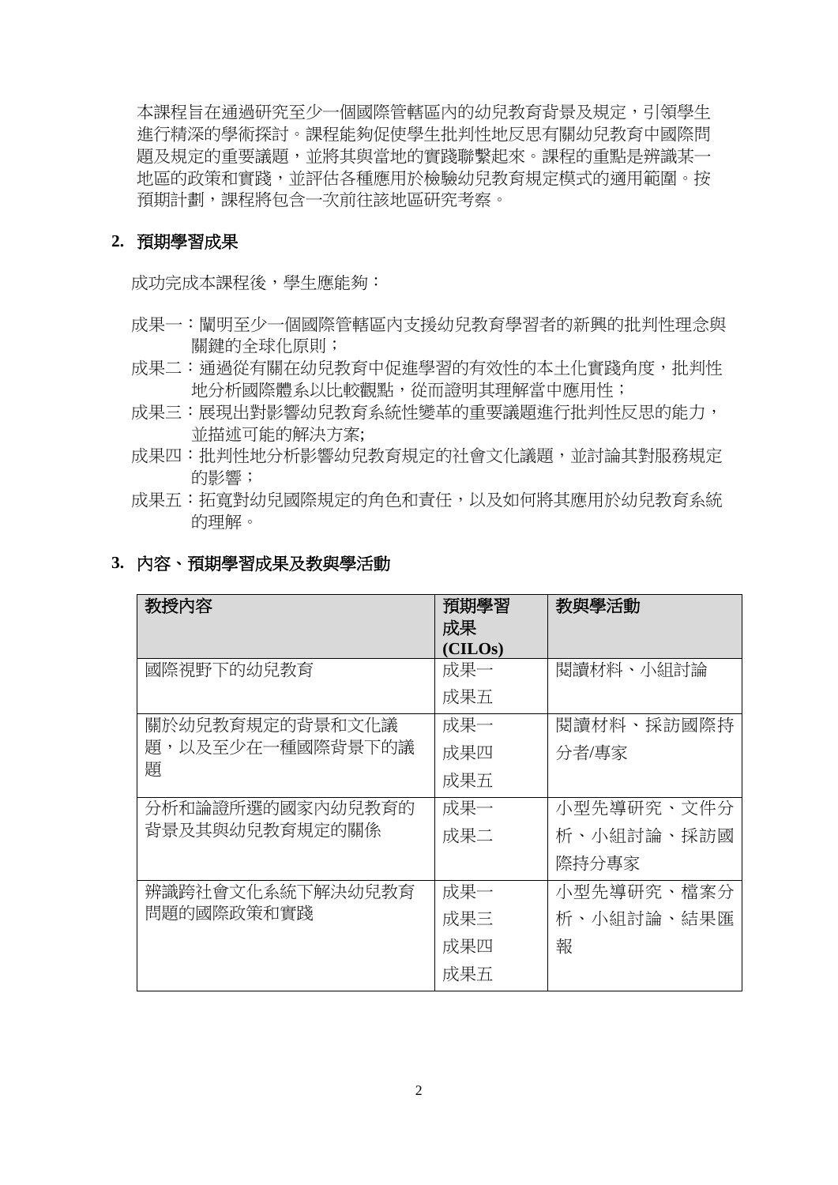本課程旨在通過研究至少一個國際管轄區內的幼兒教育背景及規定，引領學生進行精深的學術探討。課程能夠促使學生批判性地反思有關幼兒教育中國際問題及規定的重要議題，並將其與當地的實踐聯繫起來。課程的重點是辨識某一地區的政策和實踐，並評估各種應用於檢驗幼兒教育規定模式的適用範圍。按預期計劃，課程將包含一次前往該地區研究考察。

## 2. 預期學習成果

成功完成本課程後，學生應能夠：

成果一：闡明至少一個國際管轄區內支援幼兒教育學習者的新興的批判性理念與關鍵的全球化原則；

成果二：通過從有關在幼兒教育中促進學習的有效性的本土化實踐角度，批判性地分析國際體系以比較觀點，從而證明其理解當中應用性；

成果三：展現出對影響幼兒教育系統性變革的重要議題進行批判性反思的能力，並描述可能的解決方案;

成果四：批判性地分析影響幼兒教育規定的社會文化議題，並討論其對服務規定的影響；

成果五：拓寬對幼兒國際規定的角色和責任，以及如何將其應用於幼兒教育系統的理解。

## 3. 內容、預期學習成果及教與學活動

| 教授內容 | 預期學習成果 (CILOs) | 教與學活動 |
|---|---|---|
| 國際視野下的幼兒教育 | 成果一<br>成果五 | 閱讀材料、小組討論 |
| 關於幼兒教育規定的背景和文化議題，以及至少在一種國際背景下的議題 | 成果一<br>成果四<br>成果五 | 閱讀材料、採訪國際持分者/專家 |
| 分析和論證所選的國家內幼兒教育的背景及其與幼兒教育規定的關係 | 成果一<br>成果二 | 小型先導研究、文件分析、小組討論、採訪國際持分專家 |
| 辨識跨社會文化系統下解決幼兒教育問題的國際政策和實踐 | 成果一<br>成果三<br>成果四<br>成果五 | 小型先導研究、檔案分析、小組討論、結果匯報 |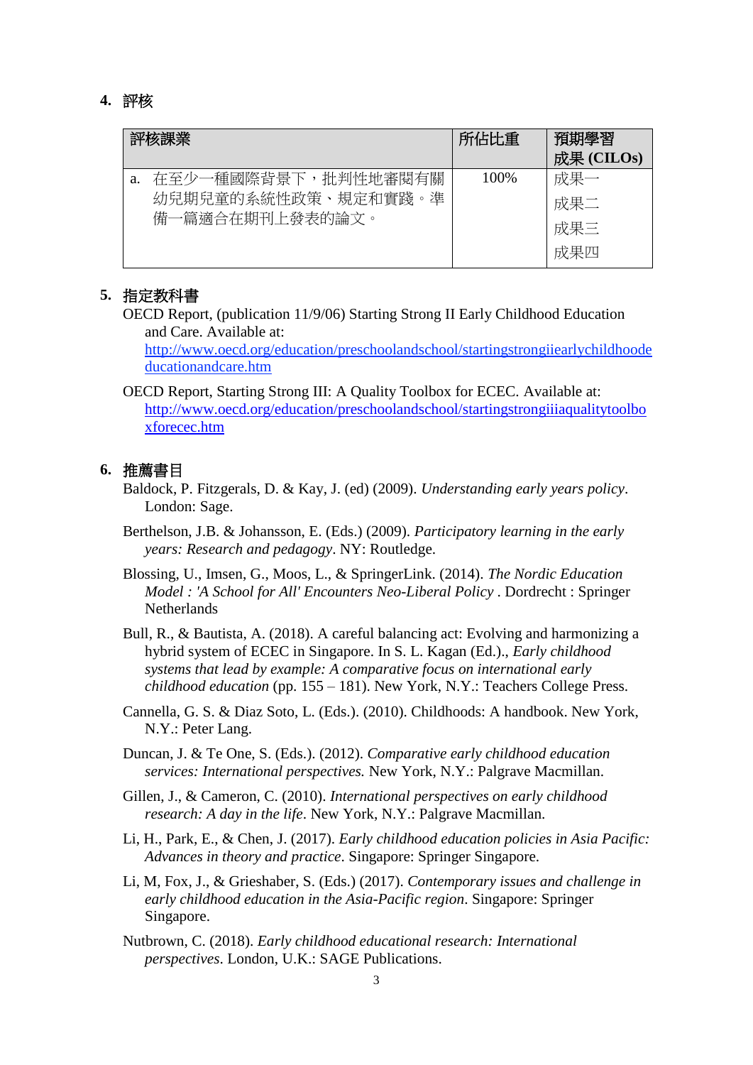## 4. 評核

| 評核課業 | 所佔比重 | 預期學習成果 (CILOs) |
|---|---|---|
| a. 在至少一種國際背景下，批判性地審閱有關幼兒期兒童的系統性政策、規定和實踐。準備一篇適合在期刊上發表的論文。 | 100% | 成果一<br>成果二<br>成果三<br>成果四 |

## 5. 指定教科書

OECD Report, (publication 11/9/06) Starting Strong II Early Childhood Education and Care. Available at: http://www.oecd.org/education/preschoolandschool/startingstrongiiearlychildhoodeducationandcare.htm

OECD Report, Starting Strong III: A Quality Toolbox for ECEC. Available at: http://www.oecd.org/education/preschoolandschool/startingstrongiiiaqualitytoolboxforecec.htm

## 6. 推薦書目

Baldock, P. Fitzgerals, D. & Kay, J. (ed) (2009). *Understanding early years policy*. London: Sage.

Berthelson, J.B. & Johansson, E. (Eds.) (2009). *Participatory learning in the early years: Research and pedagogy*. NY: Routledge.

Blossing, U., Imsen, G., Moos, L., & SpringerLink. (2014). *The Nordic Education Model : 'A School for All' Encounters Neo-Liberal Policy* . Dordrecht : Springer Netherlands

Bull, R., & Bautista, A. (2018). A careful balancing act: Evolving and harmonizing a hybrid system of ECEC in Singapore. In S. L. Kagan (Ed.)., *Early childhood systems that lead by example: A comparative focus on international early childhood education* (pp. 155 – 181). New York, N.Y.: Teachers College Press.

Cannella, G. S. & Diaz Soto, L. (Eds.). (2010). Childhoods: A handbook. New York, N.Y.: Peter Lang.

Duncan, J. & Te One, S. (Eds.). (2012). *Comparative early childhood education services: International perspectives.* New York, N.Y.: Palgrave Macmillan.

Gillen, J., & Cameron, C. (2010). *International perspectives on early childhood research: A day in the life*. New York, N.Y.: Palgrave Macmillan.

Li, H., Park, E., & Chen, J. (2017). *Early childhood education policies in Asia Pacific: Advances in theory and practice*. Singapore: Springer Singapore.

Li, M, Fox, J., & Grieshaber, S. (Eds.) (2017). *Contemporary issues and challenge in early childhood education in the Asia-Pacific region*. Singapore: Springer Singapore.

Nutbrown, C. (2018). *Early childhood educational research: International perspectives*. London, U.K.: SAGE Publications.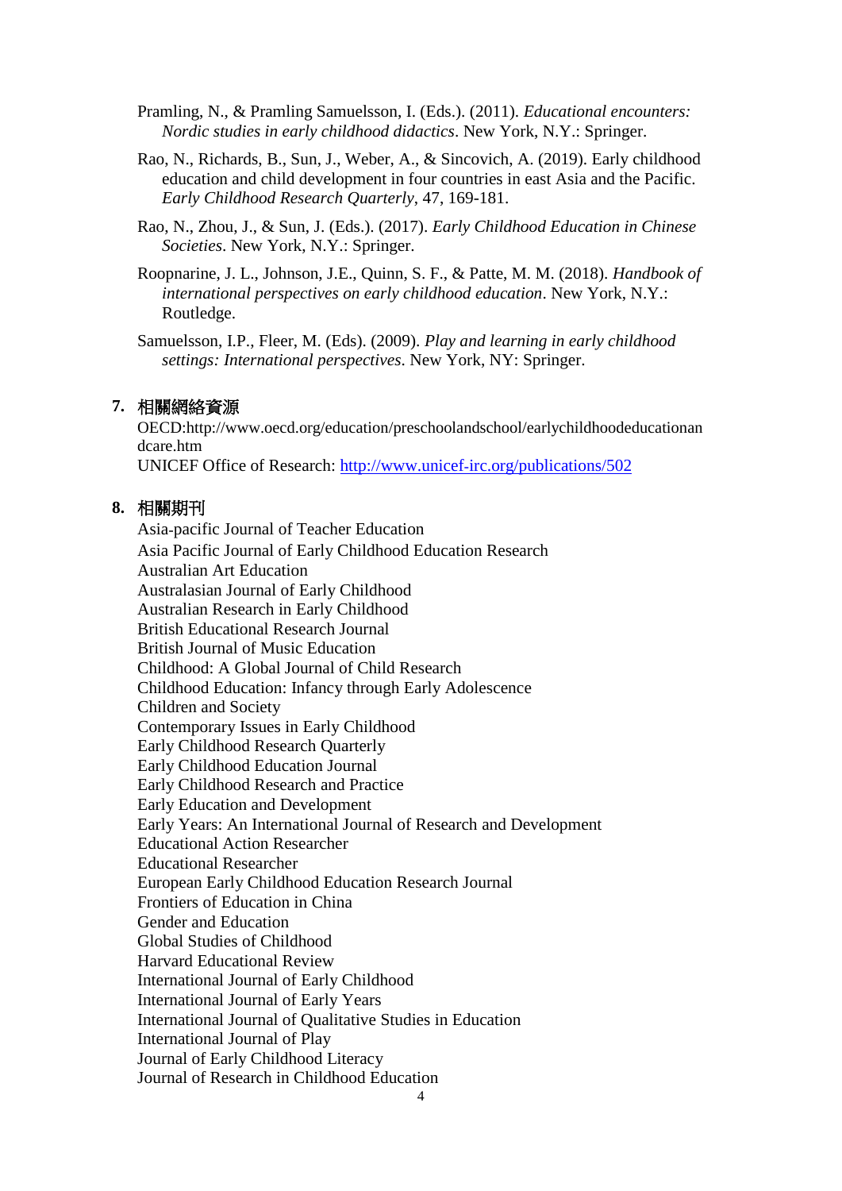Pramling, N., & Pramling Samuelsson, I. (Eds.). (2011). *Educational encounters: Nordic studies in early childhood didactics*. New York, N.Y.: Springer.

Rao, N., Richards, B., Sun, J., Weber, A., & Sincovich, A. (2019). Early childhood education and child development in four countries in east Asia and the Pacific. *Early Childhood Research Quarterly*, 47, 169-181.

Rao, N., Zhou, J., & Sun, J. (Eds.). (2017). *Early Childhood Education in Chinese Societies*. New York, N.Y.: Springer.

Roopnarine, J. L., Johnson, J.E., Quinn, S. F., & Patte, M. M. (2018). *Handbook of international perspectives on early childhood education*. New York, N.Y.: Routledge.

Samuelsson, I.P., Fleer, M. (Eds). (2009). *Play and learning in early childhood settings: International perspectives*. New York, NY: Springer.

## 7. 相關網絡資源

OECD:http://www.oecd.org/education/preschoolandschool/earlychildhoodeducationandcare.htm
UNICEF Office of Research: http://www.unicef-irc.org/publications/502

## 8. 相關期刊

Asia-pacific Journal of Teacher Education
Asia Pacific Journal of Early Childhood Education Research
Australian Art Education
Australasian Journal of Early Childhood
Australian Research in Early Childhood
British Educational Research Journal
British Journal of Music Education
Childhood: A Global Journal of Child Research
Childhood Education: Infancy through Early Adolescence
Children and Society
Contemporary Issues in Early Childhood
Early Childhood Research Quarterly
Early Childhood Education Journal
Early Childhood Research and Practice
Early Education and Development
Early Years: An International Journal of Research and Development
Educational Action Researcher
Educational Researcher
European Early Childhood Education Research Journal
Frontiers of Education in China
Gender and Education
Global Studies of Childhood
Harvard Educational Review
International Journal of Early Childhood
International Journal of Early Years
International Journal of Qualitative Studies in Education
International Journal of Play
Journal of Early Childhood Literacy
Journal of Research in Childhood Education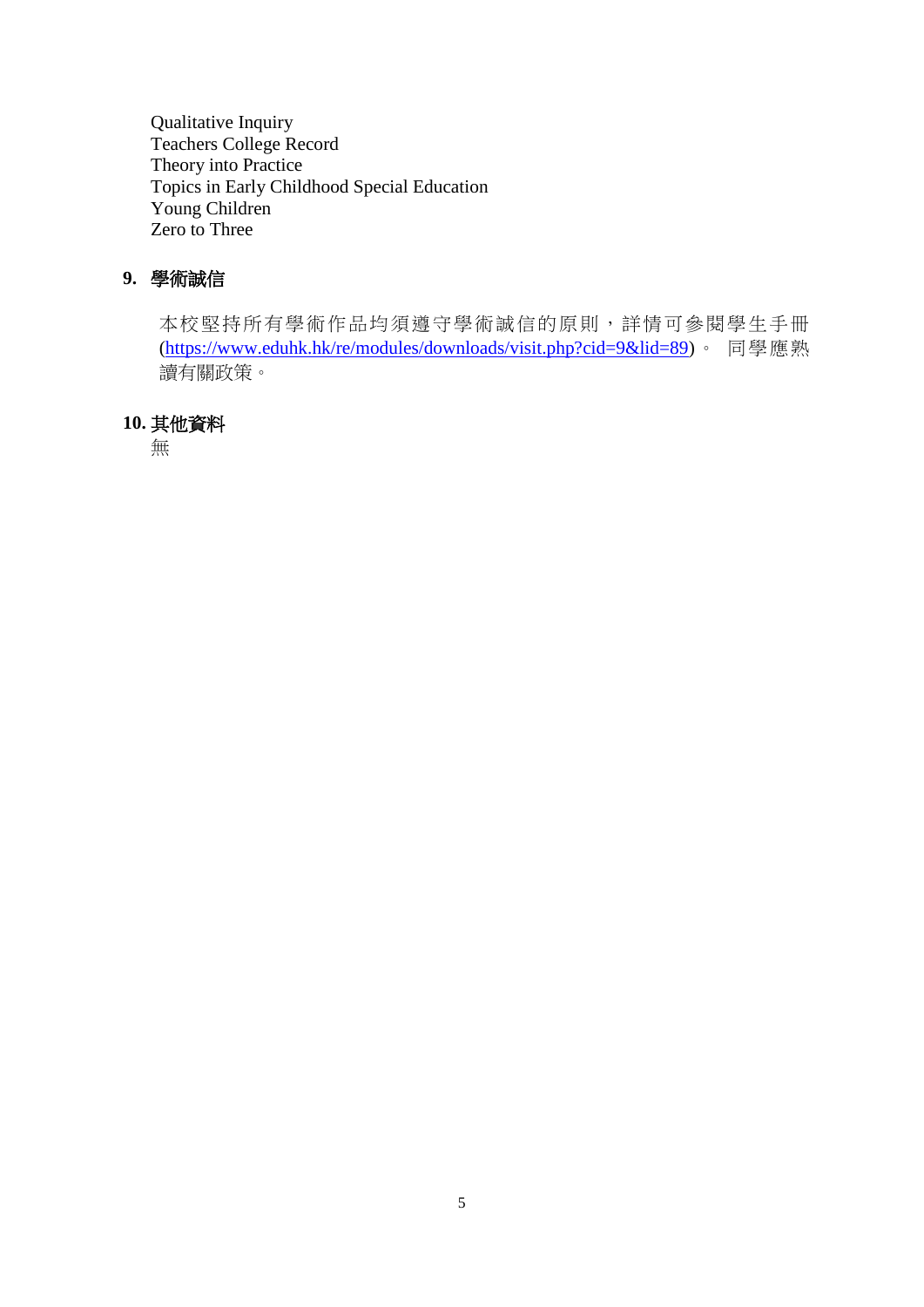Qualitative Inquiry
Teachers College Record
Theory into Practice
Topics in Early Childhood Special Education
Young Children
Zero to Three

## 9. 學術誠信

本校堅持所有學術作品均須遵守學術誠信的原則，詳情可參閱學生手冊 (https://www.eduhk.hk/re/modules/downloads/visit.php?cid=9&lid=89)。 同學應熟讀有關政策。

## 10. 其他資料

無